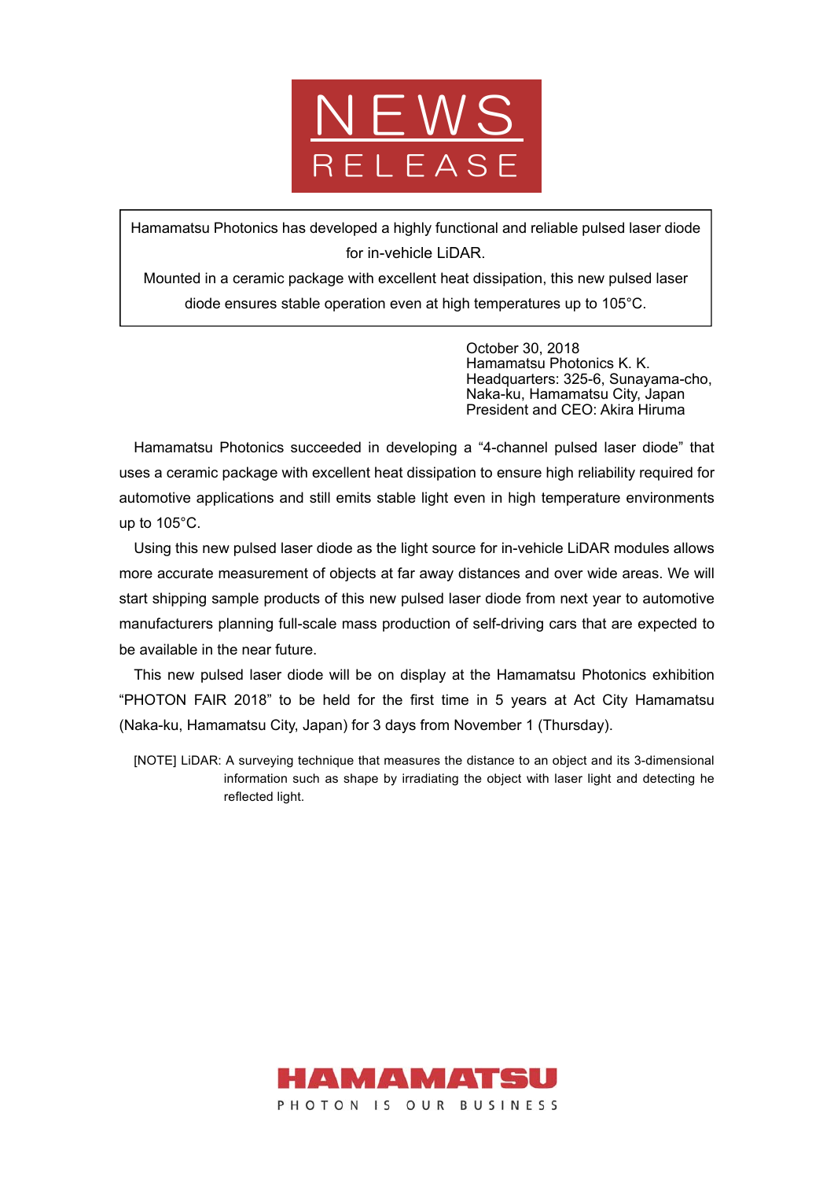# NEWS RELEASE

Hamamatsu Photonics has developed a highly functional and reliable pulsed laser diode for in-vehicle LiDAR.
Mounted in a ceramic package with excellent heat dissipation, this new pulsed laser diode ensures stable operation even at high temperatures up to 105°C.

October 30, 2018
Hamamatsu Photonics K. K.
Headquarters: 325-6, Sunayama-cho,
Naka-ku, Hamamatsu City, Japan
President and CEO: Akira Hiruma

Hamamatsu Photonics succeeded in developing a “4-channel pulsed laser diode” that uses a ceramic package with excellent heat dissipation to ensure high reliability required for automotive applications and still emits stable light even in high temperature environments up to 105°C.

Using this new pulsed laser diode as the light source for in-vehicle LiDAR modules allows more accurate measurement of objects at far away distances and over wide areas. We will start shipping sample products of this new pulsed laser diode from next year to automotive manufacturers planning full-scale mass production of self-driving cars that are expected to be available in the near future.

This new pulsed laser diode will be on display at the Hamamatsu Photonics exhibition “PHOTON FAIR 2018” to be held for the first time in 5 years at Act City Hamamatsu (Naka-ku, Hamamatsu City, Japan) for 3 days from November 1 (Thursday).

[NOTE] LiDAR: A surveying technique that measures the distance to an object and its 3-dimensional information such as shape by irradiating the object with laser light and detecting he reflected light.

HAMAMATSU
PHOTON IS OUR BUSINESS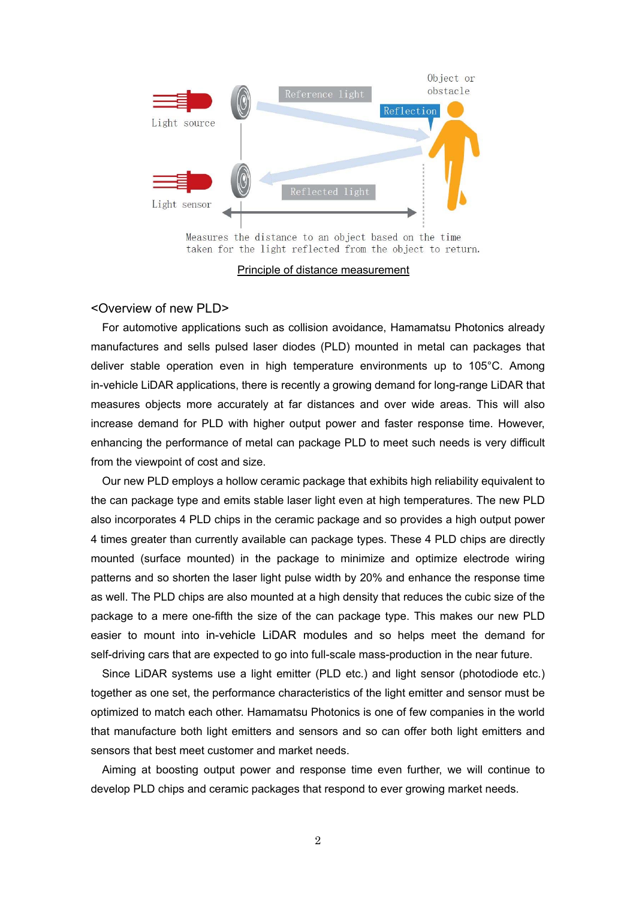Measures the distance to an object based on the time taken for the light reflected from the object to return.

Principle of distance measurement

<Overview of new PLD>

For automotive applications such as collision avoidance, Hamamatsu Photonics already manufactures and sells pulsed laser diodes (PLD) mounted in metal can packages that deliver stable operation even in high temperature environments up to 105°C. Among in-vehicle LiDAR applications, there is recently a growing demand for long-range LiDAR that measures objects more accurately at far distances and over wide areas. This will also increase demand for PLD with higher output power and faster response time. However, enhancing the performance of metal can package PLD to meet such needs is very difficult from the viewpoint of cost and size.

Our new PLD employs a hollow ceramic package that exhibits high reliability equivalent to the can package type and emits stable laser light even at high temperatures. The new PLD also incorporates 4 PLD chips in the ceramic package and so provides a high output power 4 times greater than currently available can package types. These 4 PLD chips are directly mounted (surface mounted) in the package to minimize and optimize electrode wiring patterns and so shorten the laser light pulse width by 20% and enhance the response time as well. The PLD chips are also mounted at a high density that reduces the cubic size of the package to a mere one-fifth the size of the can package type. This makes our new PLD easier to mount into in-vehicle LiDAR modules and so helps meet the demand for self-driving cars that are expected to go into full-scale mass-production in the near future.

Since LiDAR systems use a light emitter (PLD etc.) and light sensor (photodiode etc.) together as one set, the performance characteristics of the light emitter and sensor must be optimized to match each other. Hamamatsu Photonics is one of few companies in the world that manufacture both light emitters and sensors and so can offer both light emitters and sensors that best meet customer and market needs.

Aiming at boosting output power and response time even further, we will continue to develop PLD chips and ceramic packages that respond to ever growing market needs.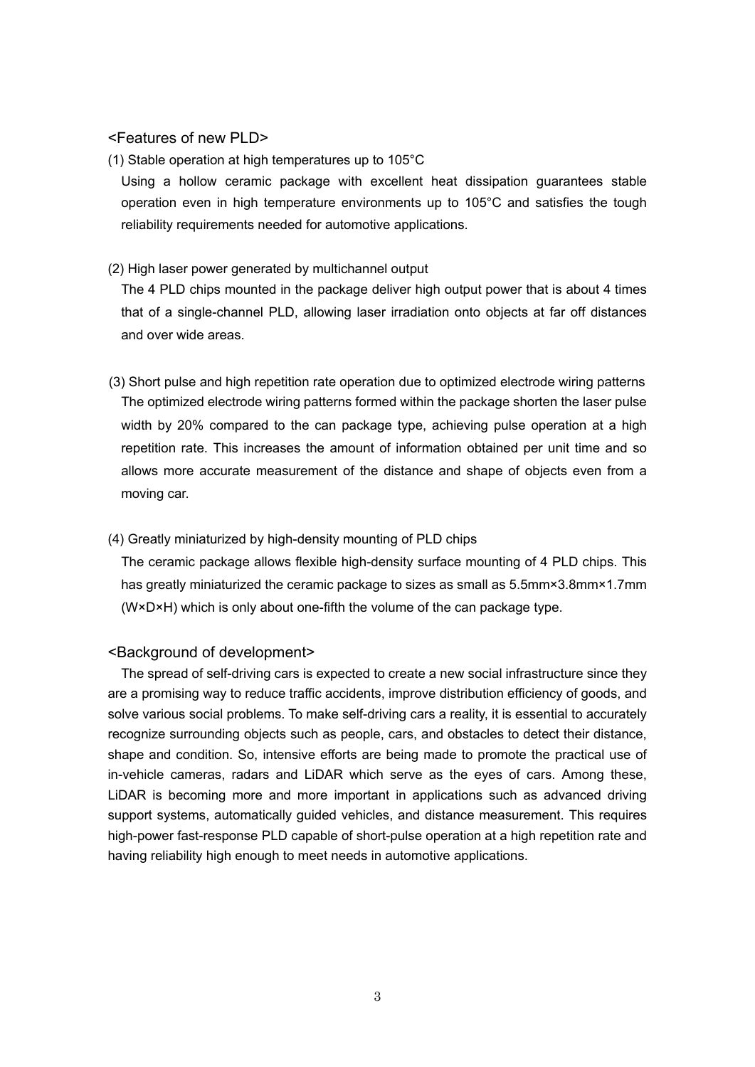<Features of new PLD>

(1) Stable operation at high temperatures up to 105°C

Using a hollow ceramic package with excellent heat dissipation guarantees stable operation even in high temperature environments up to 105°C and satisfies the tough reliability requirements needed for automotive applications.

(2) High laser power generated by multichannel output

The 4 PLD chips mounted in the package deliver high output power that is about 4 times that of a single-channel PLD, allowing laser irradiation onto objects at far off distances and over wide areas.

(3) Short pulse and high repetition rate operation due to optimized electrode wiring patterns

The optimized electrode wiring patterns formed within the package shorten the laser pulse width by 20% compared to the can package type, achieving pulse operation at a high repetition rate. This increases the amount of information obtained per unit time and so allows more accurate measurement of the distance and shape of objects even from a moving car.

(4) Greatly miniaturized by high-density mounting of PLD chips

The ceramic package allows flexible high-density surface mounting of 4 PLD chips. This has greatly miniaturized the ceramic package to sizes as small as 5.5mm×3.8mm×1.7mm (W×D×H) which is only about one-fifth the volume of the can package type.

<Background of development>

The spread of self-driving cars is expected to create a new social infrastructure since they are a promising way to reduce traffic accidents, improve distribution efficiency of goods, and solve various social problems. To make self-driving cars a reality, it is essential to accurately recognize surrounding objects such as people, cars, and obstacles to detect their distance, shape and condition. So, intensive efforts are being made to promote the practical use of in-vehicle cameras, radars and LiDAR which serve as the eyes of cars. Among these, LiDAR is becoming more and more important in applications such as advanced driving support systems, automatically guided vehicles, and distance measurement. This requires high-power fast-response PLD capable of short-pulse operation at a high repetition rate and having reliability high enough to meet needs in automotive applications.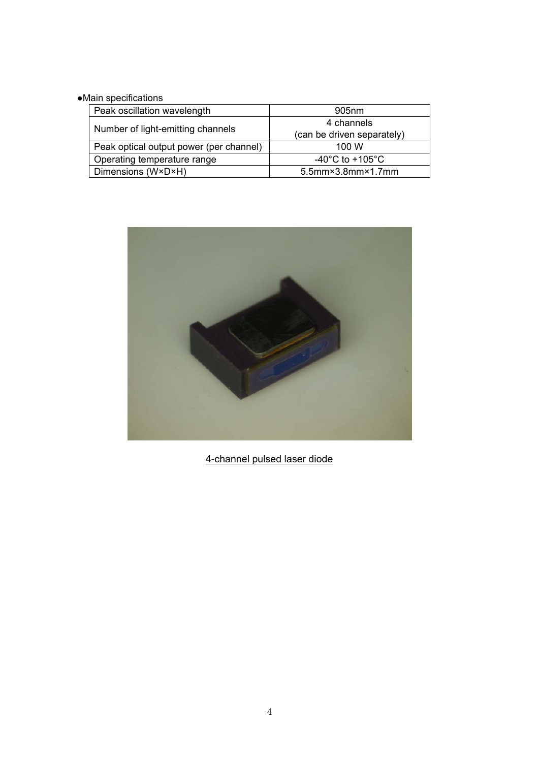●Main specifications

| | |
|---|---|
| Peak oscillation wavelength | 905nm |
| Number of light-emitting channels | 4 channels<br>(can be driven separately) |
| Peak optical output power (per channel) | 100 W |
| Operating temperature range | -40°C to +105°C |
| Dimensions (W×D×H) | 5.5mm×3.8mm×1.7mm |

4-channel pulsed laser diode